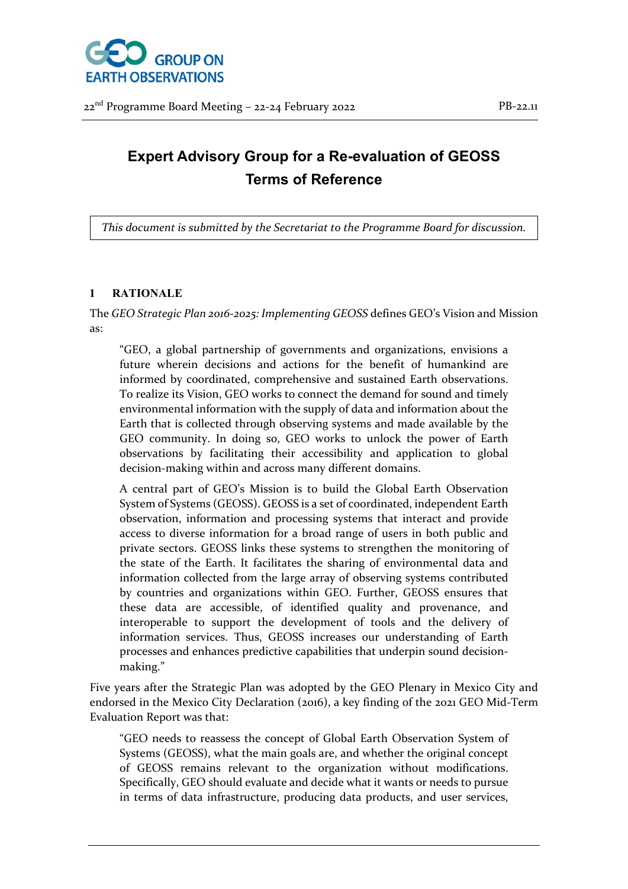22nd Programme Board Meeting – 22-24 February 2022 PB-22.11

# Expert Advisory Group for a Re-evaluation of GEOSS Terms of Reference

*This document is submitted by the Secretariat to the Programme Board for discussion.*

## 1 RATIONALE

The *GEO Strategic Plan 2016-2025: Implementing GEOSS* defines GEO's Vision and Mission as:

> "GEO, a global partnership of governments and organizations, envisions a future wherein decisions and actions for the benefit of humankind are informed by coordinated, comprehensive and sustained Earth observations. To realize its Vision, GEO works to connect the demand for sound and timely environmental information with the supply of data and information about the Earth that is collected through observing systems and made available by the GEO community. In doing so, GEO works to unlock the power of Earth observations by facilitating their accessibility and application to global decision-making within and across many different domains.
>
> A central part of GEO's Mission is to build the Global Earth Observation System of Systems (GEOSS). GEOSS is a set of coordinated, independent Earth observation, information and processing systems that interact and provide access to diverse information for a broad range of users in both public and private sectors. GEOSS links these systems to strengthen the monitoring of the state of the Earth. It facilitates the sharing of environmental data and information collected from the large array of observing systems contributed by countries and organizations within GEO. Further, GEOSS ensures that these data are accessible, of identified quality and provenance, and interoperable to support the development of tools and the delivery of information services. Thus, GEOSS increases our understanding of Earth processes and enhances predictive capabilities that underpin sound decision-making."

Five years after the Strategic Plan was adopted by the GEO Plenary in Mexico City and endorsed in the Mexico City Declaration (2016), a key finding of the 2021 GEO Mid-Term Evaluation Report was that:

> "GEO needs to reassess the concept of Global Earth Observation System of Systems (GEOSS), what the main goals are, and whether the original concept of GEOSS remains relevant to the organization without modifications. Specifically, GEO should evaluate and decide what it wants or needs to pursue in terms of data infrastructure, producing data products, and user services,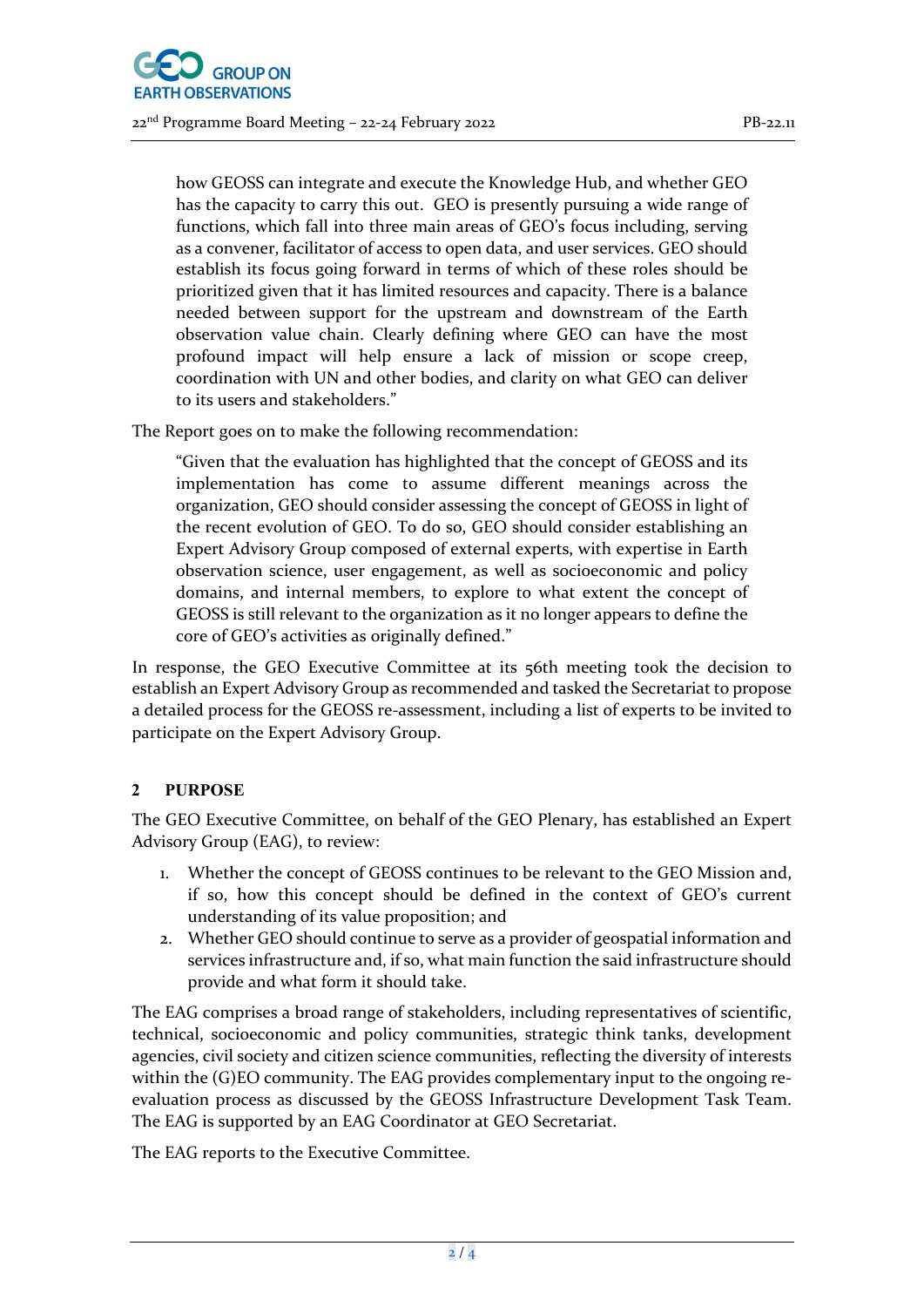> how GEOSS can integrate and execute the Knowledge Hub, and whether GEO has the capacity to carry this out. GEO is presently pursuing a wide range of functions, which fall into three main areas of GEO's focus including, serving as a convener, facilitator of access to open data, and user services. GEO should establish its focus going forward in terms of which of these roles should be prioritized given that it has limited resources and capacity. There is a balance needed between support for the upstream and downstream of the Earth observation value chain. Clearly defining where GEO can have the most profound impact will help ensure a lack of mission or scope creep, coordination with UN and other bodies, and clarity on what GEO can deliver to its users and stakeholders."

The Report goes on to make the following recommendation:

> "Given that the evaluation has highlighted that the concept of GEOSS and its implementation has come to assume different meanings across the organization, GEO should consider assessing the concept of GEOSS in light of the recent evolution of GEO. To do so, GEO should consider establishing an Expert Advisory Group composed of external experts, with expertise in Earth observation science, user engagement, as well as socioeconomic and policy domains, and internal members, to explore to what extent the concept of GEOSS is still relevant to the organization as it no longer appears to define the core of GEO's activities as originally defined."

In response, the GEO Executive Committee at its 56th meeting took the decision to establish an Expert Advisory Group as recommended and tasked the Secretariat to propose a detailed process for the GEOSS re-assessment, including a list of experts to be invited to participate on the Expert Advisory Group.

## 2 PURPOSE

The GEO Executive Committee, on behalf of the GEO Plenary, has established an Expert Advisory Group (EAG), to review:

1. Whether the concept of GEOSS continues to be relevant to the GEO Mission and, if so, how this concept should be defined in the context of GEO's current understanding of its value proposition; and
2. Whether GEO should continue to serve as a provider of geospatial information and services infrastructure and, if so, what main function the said infrastructure should provide and what form it should take.

The EAG comprises a broad range of stakeholders, including representatives of scientific, technical, socioeconomic and policy communities, strategic think tanks, development agencies, civil society and citizen science communities, reflecting the diversity of interests within the (G)EO community. The EAG provides complementary input to the ongoing re-evaluation process as discussed by the GEOSS Infrastructure Development Task Team. The EAG is supported by an EAG Coordinator at GEO Secretariat.

The EAG reports to the Executive Committee.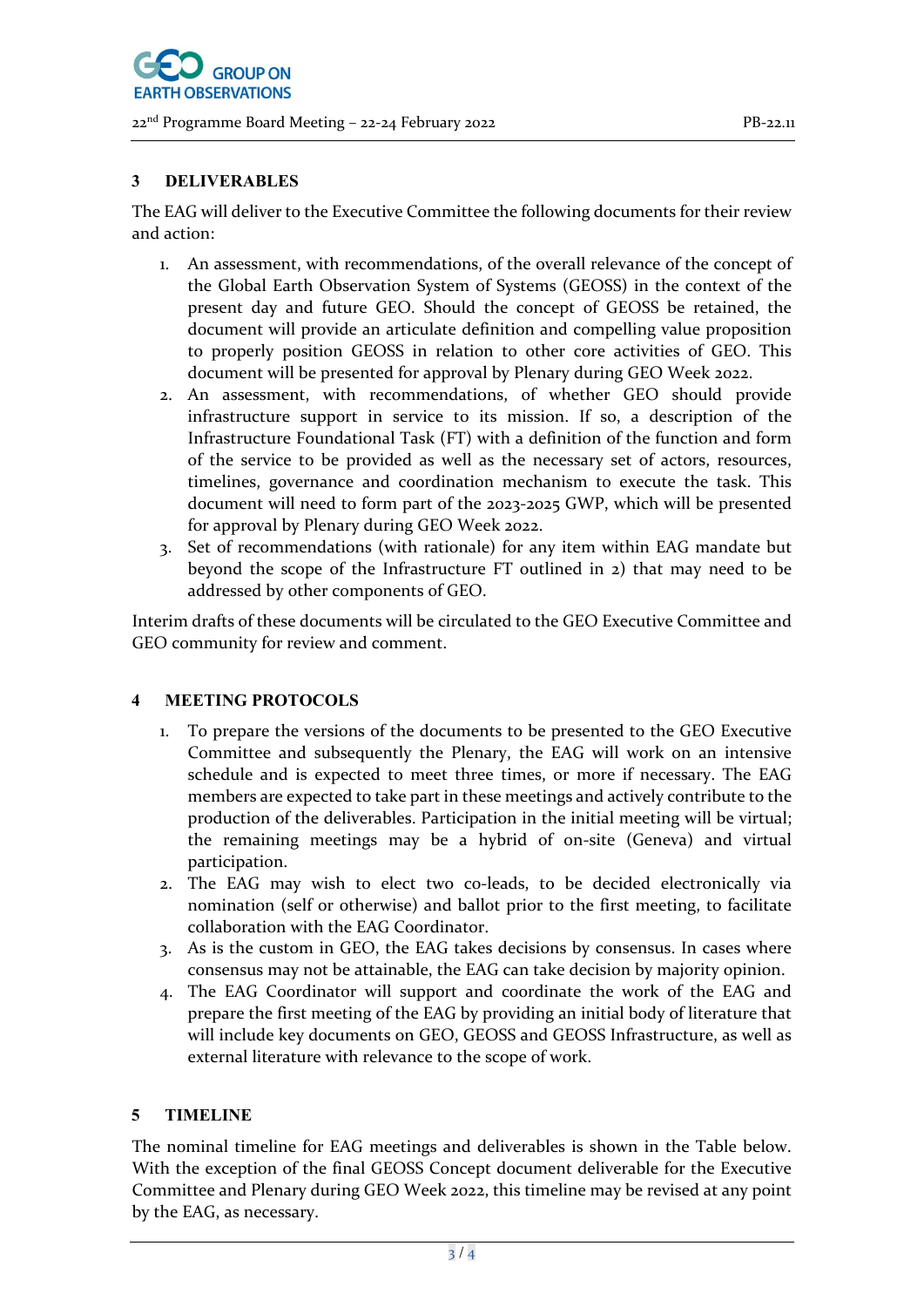## 3 DELIVERABLES

The EAG will deliver to the Executive Committee the following documents for their review and action:

1. An assessment, with recommendations, of the overall relevance of the concept of the Global Earth Observation System of Systems (GEOSS) in the context of the present day and future GEO. Should the concept of GEOSS be retained, the document will provide an articulate definition and compelling value proposition to properly position GEOSS in relation to other core activities of GEO. This document will be presented for approval by Plenary during GEO Week 2022.
2. An assessment, with recommendations, of whether GEO should provide infrastructure support in service to its mission. If so, a description of the Infrastructure Foundational Task (FT) with a definition of the function and form of the service to be provided as well as the necessary set of actors, resources, timelines, governance and coordination mechanism to execute the task. This document will need to form part of the 2023-2025 GWP, which will be presented for approval by Plenary during GEO Week 2022.
3. Set of recommendations (with rationale) for any item within EAG mandate but beyond the scope of the Infrastructure FT outlined in 2) that may need to be addressed by other components of GEO.

Interim drafts of these documents will be circulated to the GEO Executive Committee and GEO community for review and comment.

## 4 MEETING PROTOCOLS

1. To prepare the versions of the documents to be presented to the GEO Executive Committee and subsequently the Plenary, the EAG will work on an intensive schedule and is expected to meet three times, or more if necessary. The EAG members are expected to take part in these meetings and actively contribute to the production of the deliverables. Participation in the initial meeting will be virtual; the remaining meetings may be a hybrid of on-site (Geneva) and virtual participation.
2. The EAG may wish to elect two co-leads, to be decided electronically via nomination (self or otherwise) and ballot prior to the first meeting, to facilitate collaboration with the EAG Coordinator.
3. As is the custom in GEO, the EAG takes decisions by consensus. In cases where consensus may not be attainable, the EAG can take decision by majority opinion.
4. The EAG Coordinator will support and coordinate the work of the EAG and prepare the first meeting of the EAG by providing an initial body of literature that will include key documents on GEO, GEOSS and GEOSS Infrastructure, as well as external literature with relevance to the scope of work.

## 5 TIMELINE

The nominal timeline for EAG meetings and deliverables is shown in the Table below. With the exception of the final GEOSS Concept document deliverable for the Executive Committee and Plenary during GEO Week 2022, this timeline may be revised at any point by the EAG, as necessary.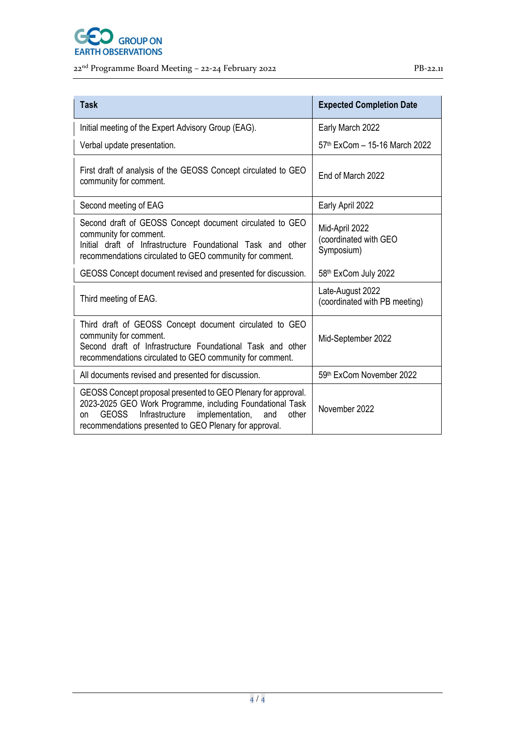| Task | Expected Completion Date |
|---|---|
| Initial meeting of the Expert Advisory Group (EAG). | Early March 2022 |
| Verbal update presentation. | 57th ExCom – 15-16 March 2022 |
| First draft of analysis of the GEOSS Concept circulated to GEO community for comment. | End of March 2022 |
| Second meeting of EAG | Early April 2022 |
| Second draft of GEOSS Concept document circulated to GEO community for comment.<br>Initial draft of Infrastructure Foundational Task and other recommendations circulated to GEO community for comment. | Mid-April 2022<br>(coordinated with GEO Symposium) |
| GEOSS Concept document revised and presented for discussion. | 58th ExCom July 2022 |
| Third meeting of EAG. | Late-August 2022<br>(coordinated with PB meeting) |
| Third draft of GEOSS Concept document circulated to GEO community for comment.<br>Second draft of Infrastructure Foundational Task and other recommendations circulated to GEO community for comment. | Mid-September 2022 |
| All documents revised and presented for discussion. | 59th ExCom November 2022 |
| GEOSS Concept proposal presented to GEO Plenary for approval.<br>2023-2025 GEO Work Programme, including Foundational Task on GEOSS Infrastructure implementation, and other recommendations presented to GEO Plenary for approval. | November 2022 |